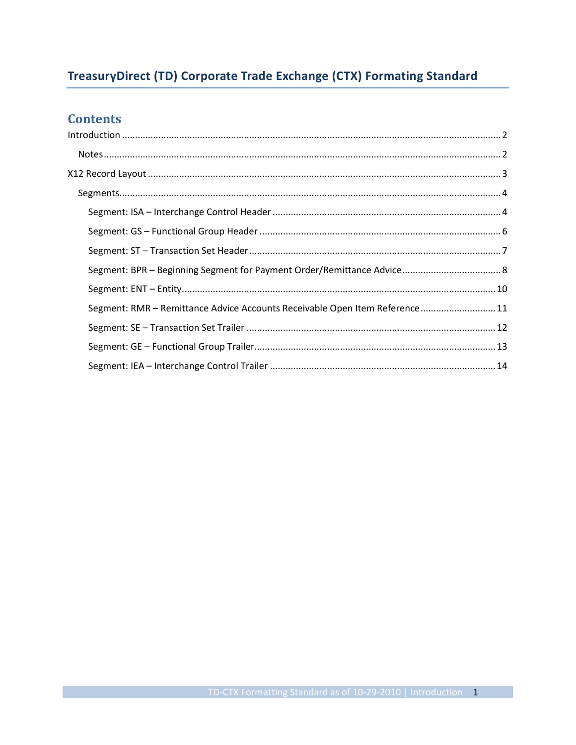# TreasuryDirect (TD) Corporate Trade Exchange (CTX) Formating Standard

## Contents

Introduction ..... 2

- Notes ..... 2

X12 Record Layout ..... 3

- Segments ..... 4
  - Segment: ISA – Interchange Control Header ..... 4
  - Segment: GS – Functional Group Header ..... 6
  - Segment: ST – Transaction Set Header ..... 7
  - Segment: BPR – Beginning Segment for Payment Order/Remittance Advice ..... 8
  - Segment: ENT – Entity ..... 10
  - Segment: RMR – Remittance Advice Accounts Receivable Open Item Reference ..... 11
  - Segment: SE – Transaction Set Trailer ..... 12
  - Segment: GE – Functional Group Trailer ..... 13
  - Segment: IEA – Interchange Control Trailer ..... 14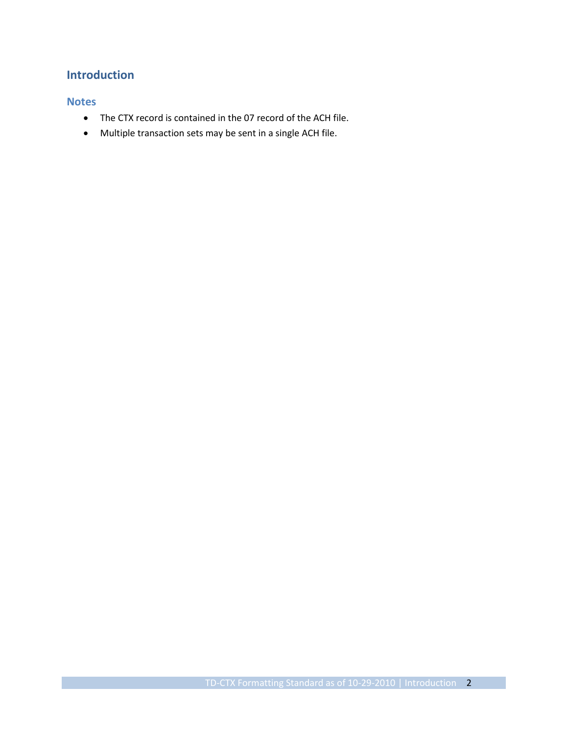# Introduction

## Notes

- The CTX record is contained in the 07 record of the ACH file.
- Multiple transaction sets may be sent in a single ACH file.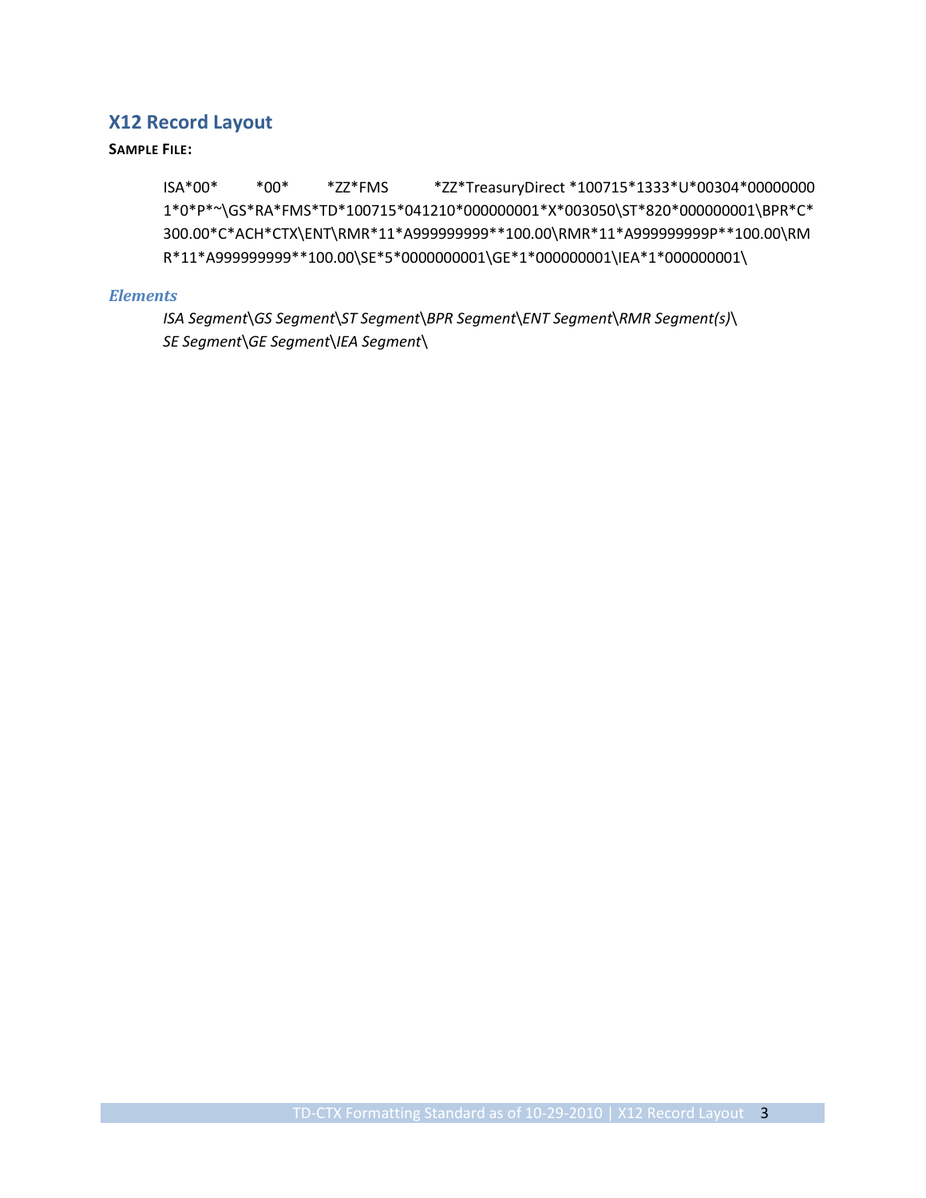## X12 Record Layout

**SAMPLE FILE:**

```
ISA*00*          *00*          *ZZ*FMS            *ZZ*TreasuryDirect *100715*1333*U*00304*000000001*0*P*~\GS*RA*FMS*TD*100715*041210*000000001*X*003050\ST*820*000000001\BPR*C*300.00*C*ACH*CTX\ENT\RMR*11*A999999999**100.00\RMR*11*A999999999P**100.00\RMR*11*A999999999**100.00\SE*5*0000000001\GE*1*000000001\IEA*1*000000001\
```

### *Elements*

*ISA Segment\GS Segment\ST Segment\BPR Segment\ENT Segment\RMR Segment(s)\SE Segment\GE Segment\IEA Segment\*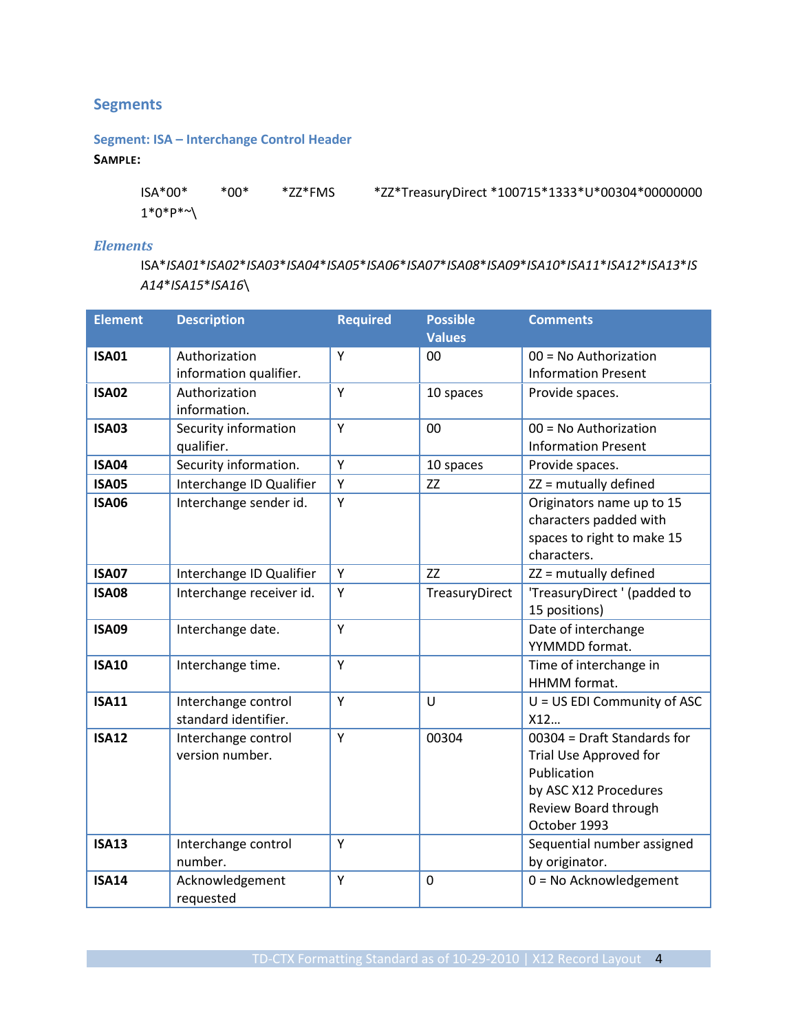## Segments

### Segment: ISA – Interchange Control Header

**SAMPLE:**

```
ISA*00*          *00*          *ZZ*FMS            *ZZ*TreasuryDirect *100715*1333*U*00304*000000001*0*P*~\
```

### *Elements*

ISA\**ISA01*\**ISA02*\**ISA03*\**ISA04*\**ISA05*\**ISA06*\**ISA07*\**ISA08*\**ISA09*\**ISA10*\**ISA11*\**ISA12*\**ISA13*\**ISA14*\**ISA15*\**ISA16*\

| Element | Description | Required | Possible Values | Comments |
|---|---|---|---|---|
| **ISA01** | Authorization information qualifier. | Y | 00 | 00 = No Authorization Information Present |
| **ISA02** | Authorization information. | Y | 10 spaces | Provide spaces. |
| **ISA03** | Security information qualifier. | Y | 00 | 00 = No Authorization Information Present |
| **ISA04** | Security information. | Y | 10 spaces | Provide spaces. |
| **ISA05** | Interchange ID Qualifier | Y | ZZ | ZZ = mutually defined |
| **ISA06** | Interchange sender id. | Y | | Originators name up to 15 characters padded with spaces to right to make 15 characters. |
| **ISA07** | Interchange ID Qualifier | Y | ZZ | ZZ = mutually defined |
| **ISA08** | Interchange receiver id. | Y | TreasuryDirect | 'TreasuryDirect ' (padded to 15 positions) |
| **ISA09** | Interchange date. | Y | | Date of interchange YYMMDD format. |
| **ISA10** | Interchange time. | Y | | Time of interchange in HHMM format. |
| **ISA11** | Interchange control standard identifier. | Y | U | U = US EDI Community of ASC X12… |
| **ISA12** | Interchange control version number. | Y | 00304 | 00304 = Draft Standards for Trial Use Approved for Publication by ASC X12 Procedures Review Board through October 1993 |
| **ISA13** | Interchange control number. | Y | | Sequential number assigned by originator. |
| **ISA14** | Acknowledgement requested | Y | 0 | 0 = No Acknowledgement |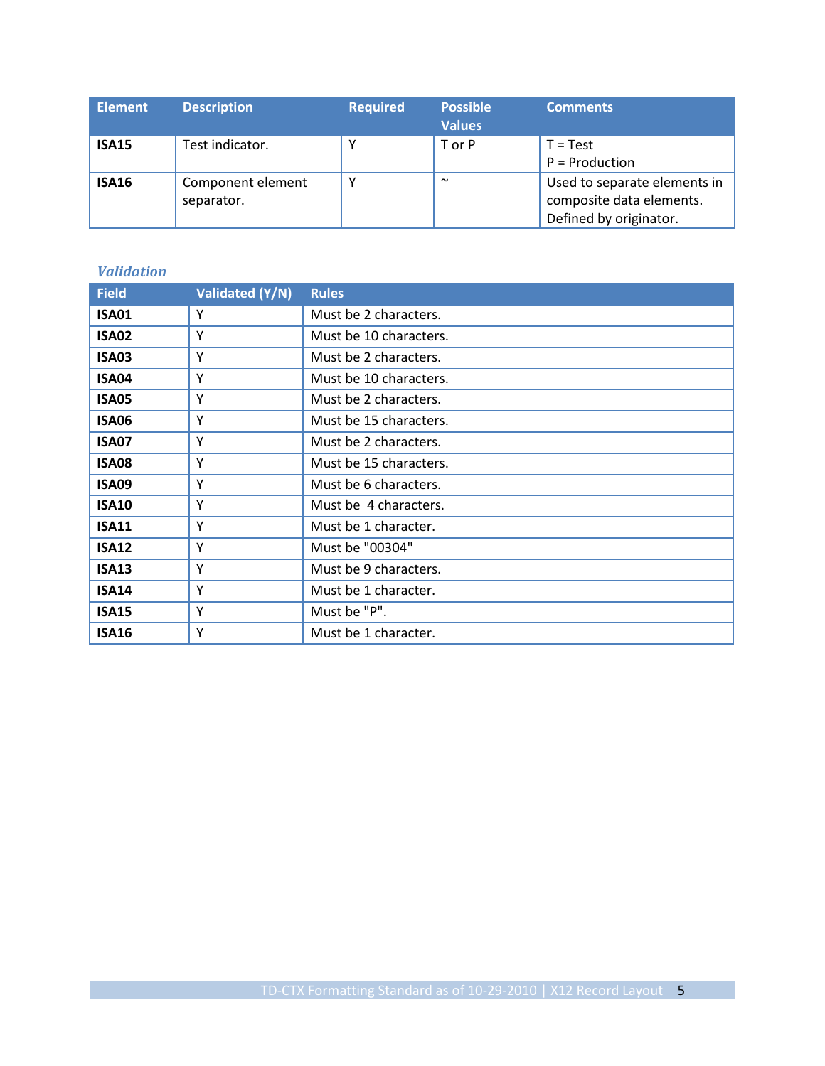| Element | Description | Required | Possible Values | Comments |
| --- | --- | --- | --- | --- |
| **ISA15** | Test indicator. | Y | T or P | T = Test<br>P = Production |
| **ISA16** | Component element separator. | Y | ~ | Used to separate elements in composite data elements. Defined by originator. |

### *Validation*

| Field | Validated (Y/N) | Rules |
| --- | --- | --- |
| **ISA01** | Y | Must be 2 characters. |
| **ISA02** | Y | Must be 10 characters. |
| **ISA03** | Y | Must be 2 characters. |
| **ISA04** | Y | Must be 10 characters. |
| **ISA05** | Y | Must be 2 characters. |
| **ISA06** | Y | Must be 15 characters. |
| **ISA07** | Y | Must be 2 characters. |
| **ISA08** | Y | Must be 15 characters. |
| **ISA09** | Y | Must be 6 characters. |
| **ISA10** | Y | Must be 4 characters. |
| **ISA11** | Y | Must be 1 character. |
| **ISA12** | Y | Must be "00304" |
| **ISA13** | Y | Must be 9 characters. |
| **ISA14** | Y | Must be 1 character. |
| **ISA15** | Y | Must be "P". |
| **ISA16** | Y | Must be 1 character. |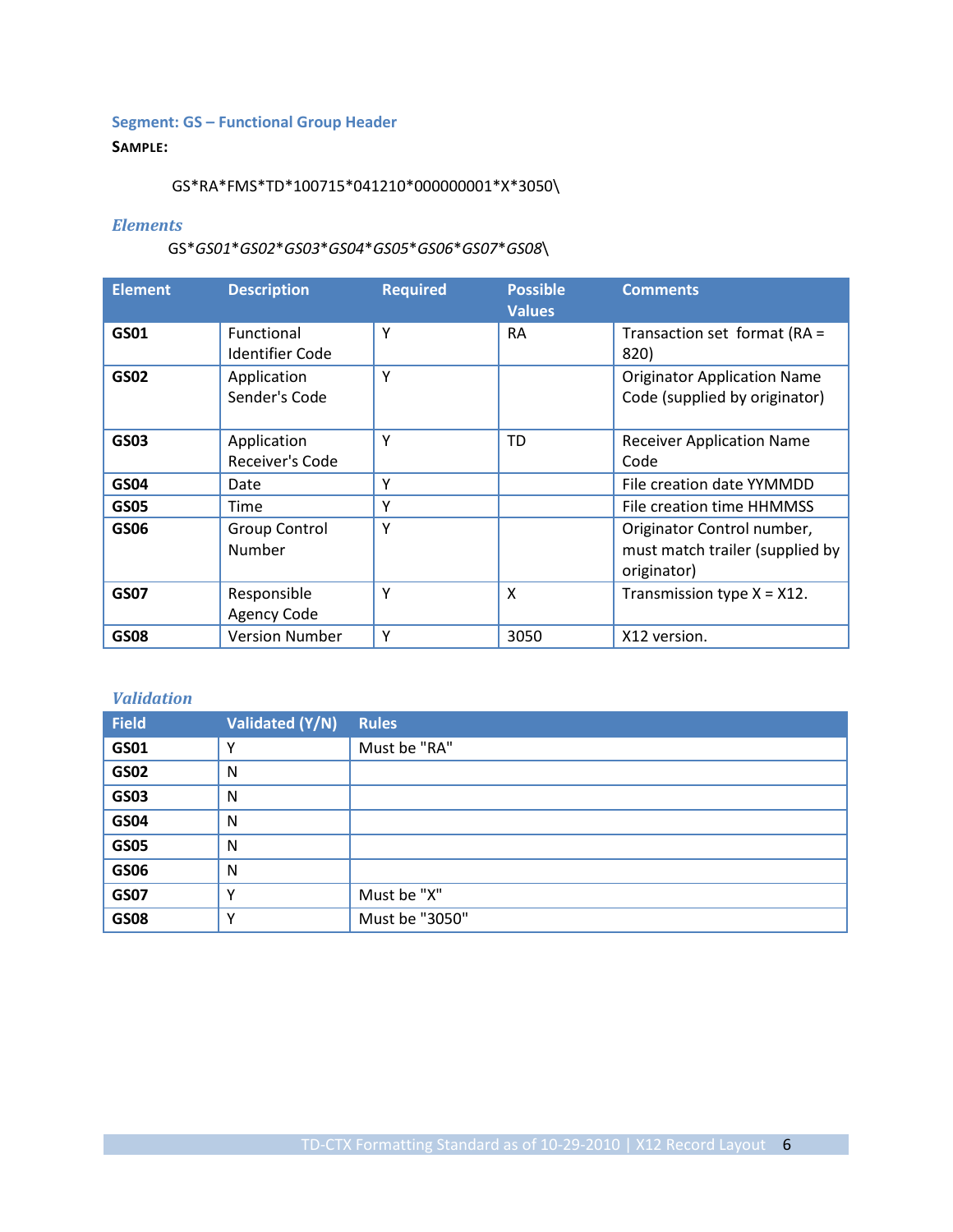### Segment: GS – Functional Group Header

**SAMPLE:**

```
GS*RA*FMS*TD*100715*041210*000000001*X*3050\
```

### *Elements*

GS*GS01*GS02*GS03*GS04*GS05*GS06*GS07*GS08\

| Element | Description | Required | Possible Values | Comments |
|---|---|---|---|---|
| **GS01** | Functional Identifier Code | Y | RA | Transaction set format (RA = 820) |
| **GS02** | Application Sender's Code | Y | | Originator Application Name Code (supplied by originator) |
| **GS03** | Application Receiver's Code | Y | TD | Receiver Application Name Code |
| **GS04** | Date | Y | | File creation date YYMMDD |
| **GS05** | Time | Y | | File creation time HHMMSS |
| **GS06** | Group Control Number | Y | | Originator Control number, must match trailer (supplied by originator) |
| **GS07** | Responsible Agency Code | Y | X | Transmission type X = X12. |
| **GS08** | Version Number | Y | 3050 | X12 version. |

### *Validation*

| Field | Validated (Y/N) | Rules |
|---|---|---|
| **GS01** | Y | Must be "RA" |
| **GS02** | N | |
| **GS03** | N | |
| **GS04** | N | |
| **GS05** | N | |
| **GS06** | N | |
| **GS07** | Y | Must be "X" |
| **GS08** | Y | Must be "3050" |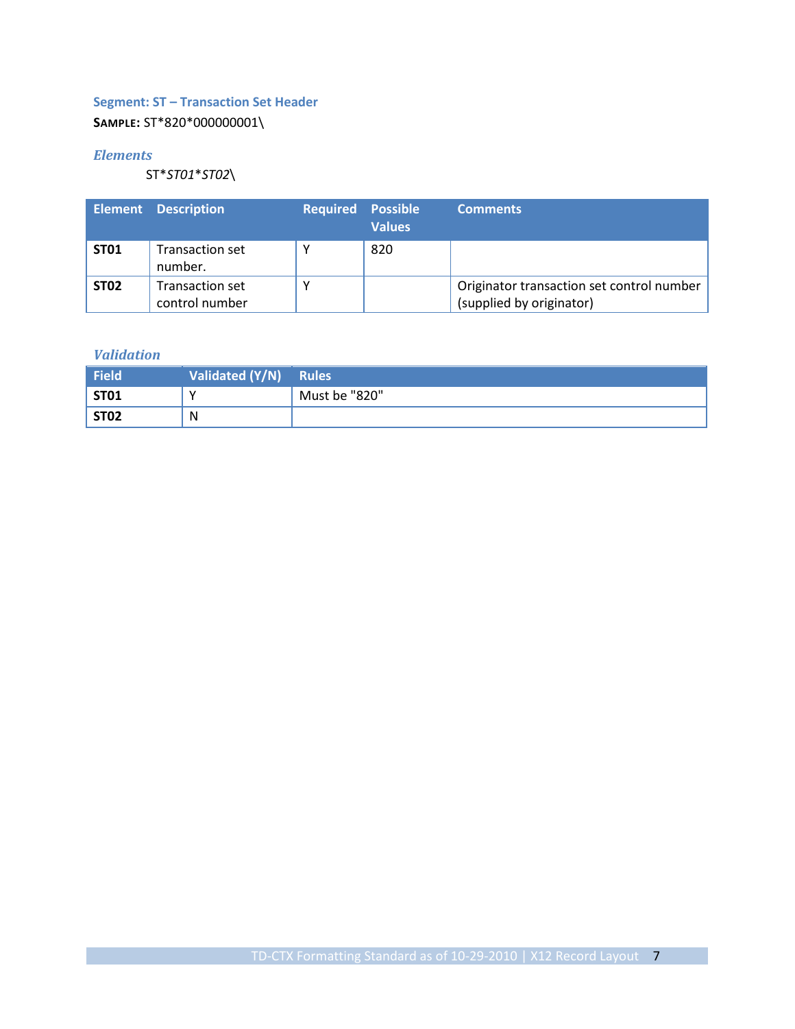### Segment: ST – Transaction Set Header

**SAMPLE:** ST*820*000000001\

#### *Elements*

ST**ST01***ST02*\

| Element | Description | Required | Possible Values | Comments |
|---|---|---|---|---|
| **ST01** | Transaction set number. | Y | 820 | |
| **ST02** | Transaction set control number | Y | | Originator transaction set control number (supplied by originator) |

#### *Validation*

| Field | Validated (Y/N) | Rules |
|---|---|---|
| **ST01** | Y | Must be "820" |
| **ST02** | N | |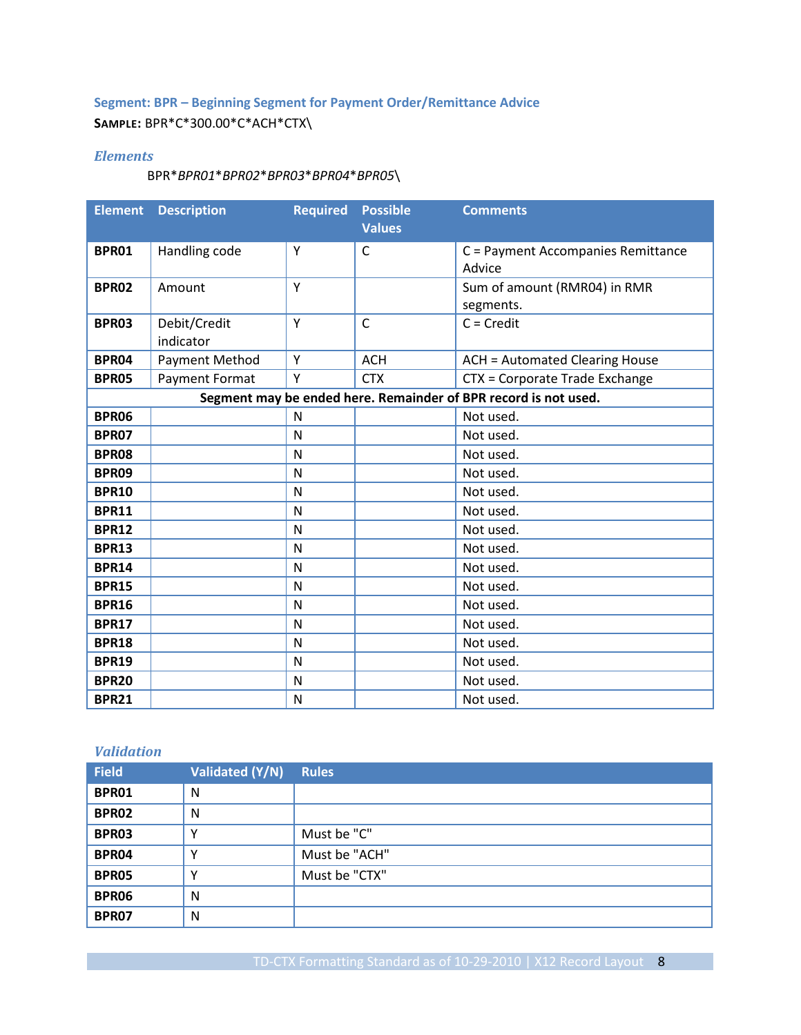### Segment: BPR – Beginning Segment for Payment Order/Remittance Advice

**SAMPLE:** BPR*C*300.00*C*ACH*CTX\

#### *Elements*

BPR**BPR01***BPR02***BPR03***BPR04***BPR05*\

| Element | Description | Required | Possible Values | Comments |
|---|---|---|---|---|
| **BPR01** | Handling code | Y | C | C = Payment Accompanies Remittance Advice |
| **BPR02** | Amount | Y | | Sum of amount (RMR04) in RMR segments. |
| **BPR03** | Debit/Credit indicator | Y | C | C = Credit |
| **BPR04** | Payment Method | Y | ACH | ACH = Automated Clearing House |
| **BPR05** | Payment Format | Y | CTX | CTX = Corporate Trade Exchange |
| **Segment may be ended here. Remainder of BPR record is not used.** | | | | |
| **BPR06** | | N | | Not used. |
| **BPR07** | | N | | Not used. |
| **BPR08** | | N | | Not used. |
| **BPR09** | | N | | Not used. |
| **BPR10** | | N | | Not used. |
| **BPR11** | | N | | Not used. |
| **BPR12** | | N | | Not used. |
| **BPR13** | | N | | Not used. |
| **BPR14** | | N | | Not used. |
| **BPR15** | | N | | Not used. |
| **BPR16** | | N | | Not used. |
| **BPR17** | | N | | Not used. |
| **BPR18** | | N | | Not used. |
| **BPR19** | | N | | Not used. |
| **BPR20** | | N | | Not used. |
| **BPR21** | | N | | Not used. |

#### *Validation*

| Field | Validated (Y/N) | Rules |
|---|---|---|
| **BPR01** | N | |
| **BPR02** | N | |
| **BPR03** | Y | Must be "C" |
| **BPR04** | Y | Must be "ACH" |
| **BPR05** | Y | Must be "CTX" |
| **BPR06** | N | |
| **BPR07** | N | |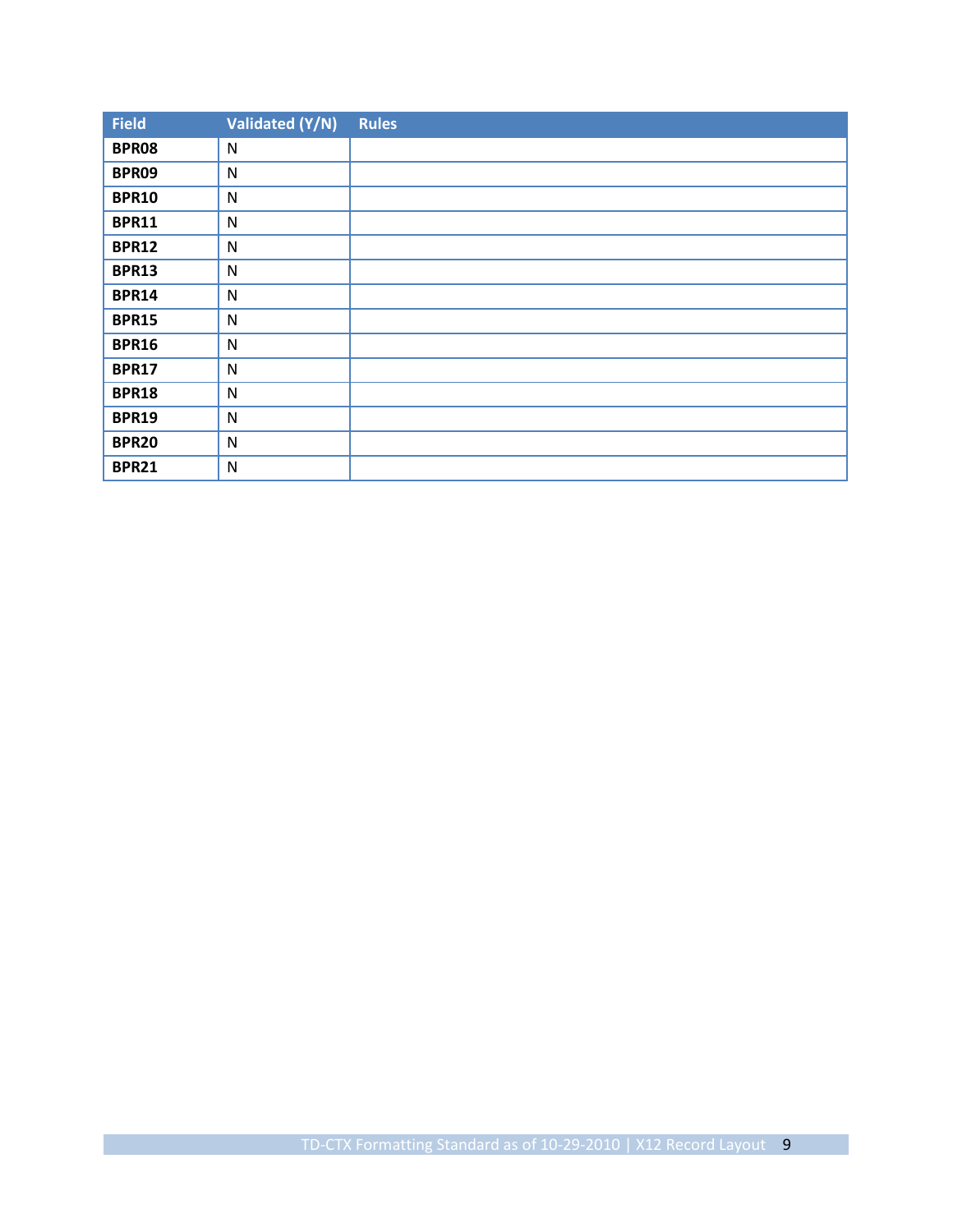| Field | Validated (Y/N) | Rules |
|---|---|---|
| **BPR08** | N | |
| **BPR09** | N | |
| **BPR10** | N | |
| **BPR11** | N | |
| **BPR12** | N | |
| **BPR13** | N | |
| **BPR14** | N | |
| **BPR15** | N | |
| **BPR16** | N | |
| **BPR17** | N | |
| **BPR18** | N | |
| **BPR19** | N | |
| **BPR20** | N | |
| **BPR21** | N | |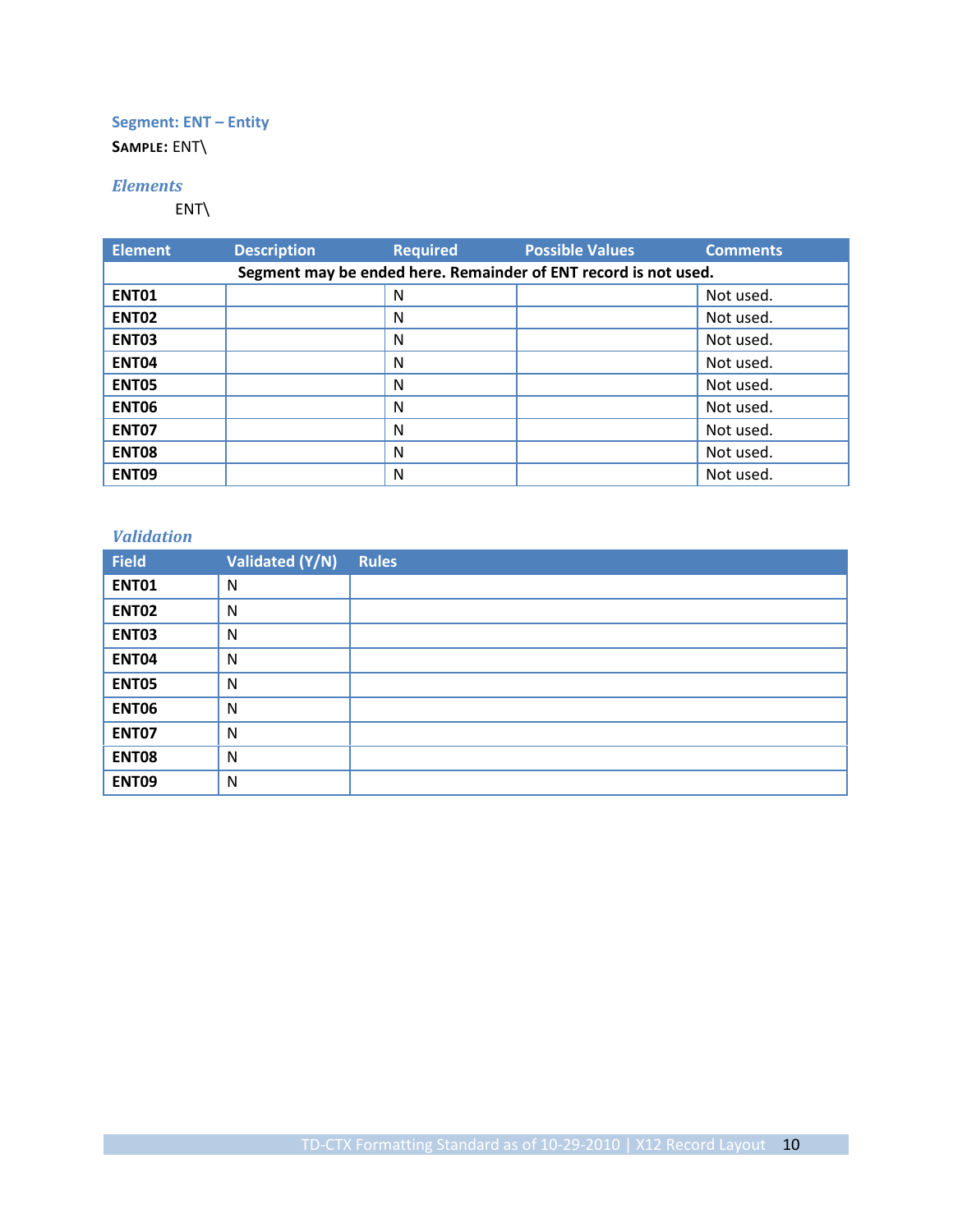### Segment: ENT – Entity

**SAMPLE:** ENT\

#### *Elements*

ENT\

| Element | Description | Required | Possible Values | Comments |
|---|---|---|---|---|
| **Segment may be ended here. Remainder of ENT record is not used.** | | | | |
| **ENT01** | | N | | Not used. |
| **ENT02** | | N | | Not used. |
| **ENT03** | | N | | Not used. |
| **ENT04** | | N | | Not used. |
| **ENT05** | | N | | Not used. |
| **ENT06** | | N | | Not used. |
| **ENT07** | | N | | Not used. |
| **ENT08** | | N | | Not used. |
| **ENT09** | | N | | Not used. |

#### *Validation*

| Field | Validated (Y/N) | Rules |
|---|---|---|
| **ENT01** | N | |
| **ENT02** | N | |
| **ENT03** | N | |
| **ENT04** | N | |
| **ENT05** | N | |
| **ENT06** | N | |
| **ENT07** | N | |
| **ENT08** | N | |
| **ENT09** | N | |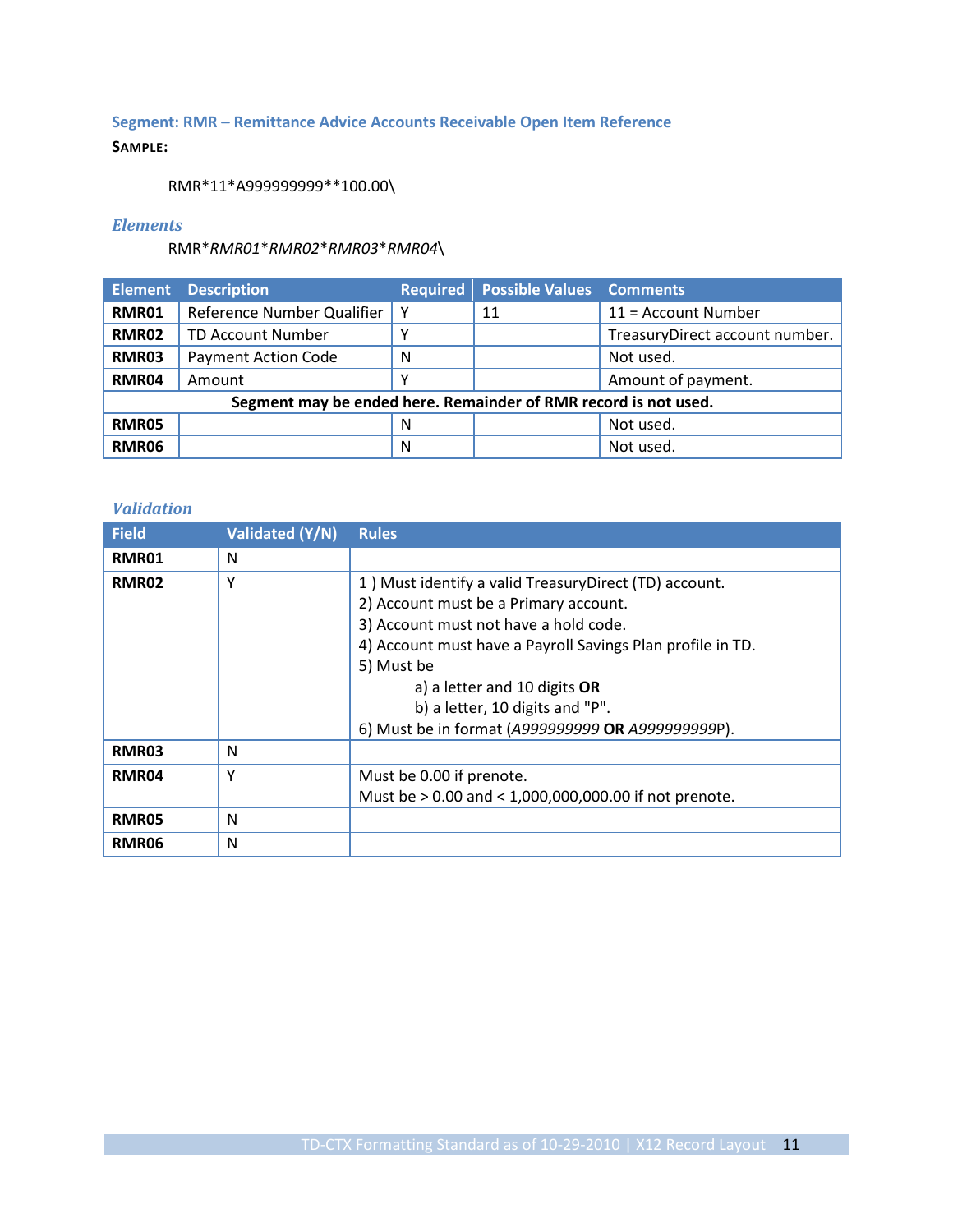### Segment: RMR – Remittance Advice Accounts Receivable Open Item Reference

**SAMPLE:**

RMR*11*A999999999**100.00\

### *Elements*

RMR**RMR01*RMR02*RMR03*RMR04*\

| Element | Description | Required | Possible Values | Comments |
|---|---|---|---|---|
| **RMR01** | Reference Number Qualifier | Y | 11 | 11 = Account Number |
| **RMR02** | TD Account Number | Y | | TreasuryDirect account number. |
| **RMR03** | Payment Action Code | N | | Not used. |
| **RMR04** | Amount | Y | | Amount of payment. |
| **Segment may be ended here. Remainder of RMR record is not used.** | | | | |
| **RMR05** | | N | | Not used. |
| **RMR06** | | N | | Not used. |

### *Validation*

| Field | Validated (Y/N) | Rules |
|---|---|---|
| **RMR01** | N | |
| **RMR02** | Y | 1 ) Must identify a valid TreasuryDirect (TD) account.<br>2) Account must be a Primary account.<br>3) Account must not have a hold code.<br>4) Account must have a Payroll Savings Plan profile in TD.<br>5) Must be<br>a) a letter and 10 digits **OR**<br>b) a letter, 10 digits and "P".<br>6) Must be in format (*A999999999* **OR** *A999999999*P). |
| **RMR03** | N | |
| **RMR04** | Y | Must be 0.00 if prenote.<br>Must be > 0.00 and < 1,000,000,000.00 if not prenote. |
| **RMR05** | N | |
| **RMR06** | N | |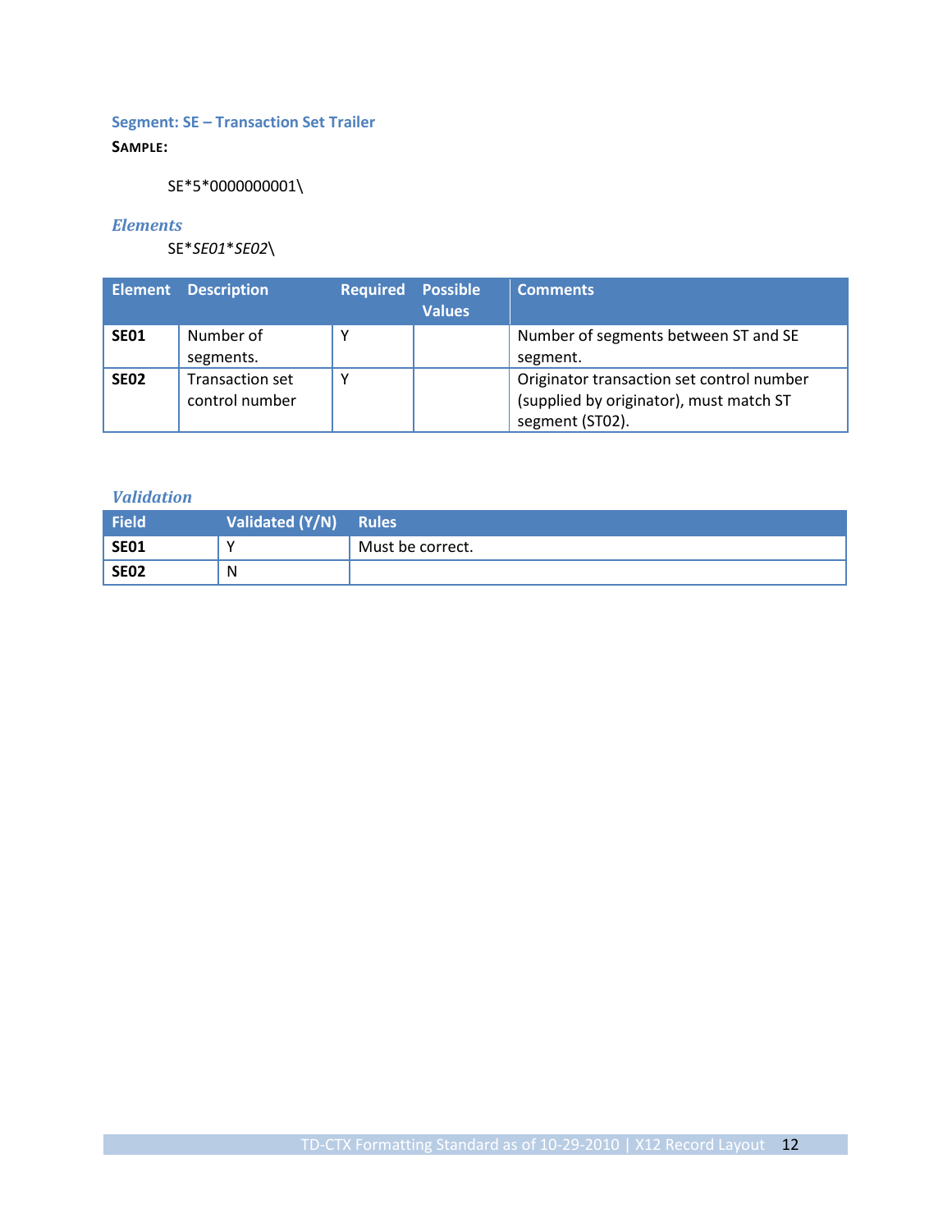### Segment: SE – Transaction Set Trailer

**SAMPLE:**

```
SE*5*0000000001\
```

#### *Elements*

SE**SE01**SE02*\

| Element | Description | Required | Possible Values | Comments |
|---|---|---|---|---|
| **SE01** | Number of segments. | Y | | Number of segments between ST and SE segment. |
| **SE02** | Transaction set control number | Y | | Originator transaction set control number (supplied by originator), must match ST segment (ST02). |

#### *Validation*

| Field | Validated (Y/N) | Rules |
|---|---|---|
| **SE01** | Y | Must be correct. |
| **SE02** | N | |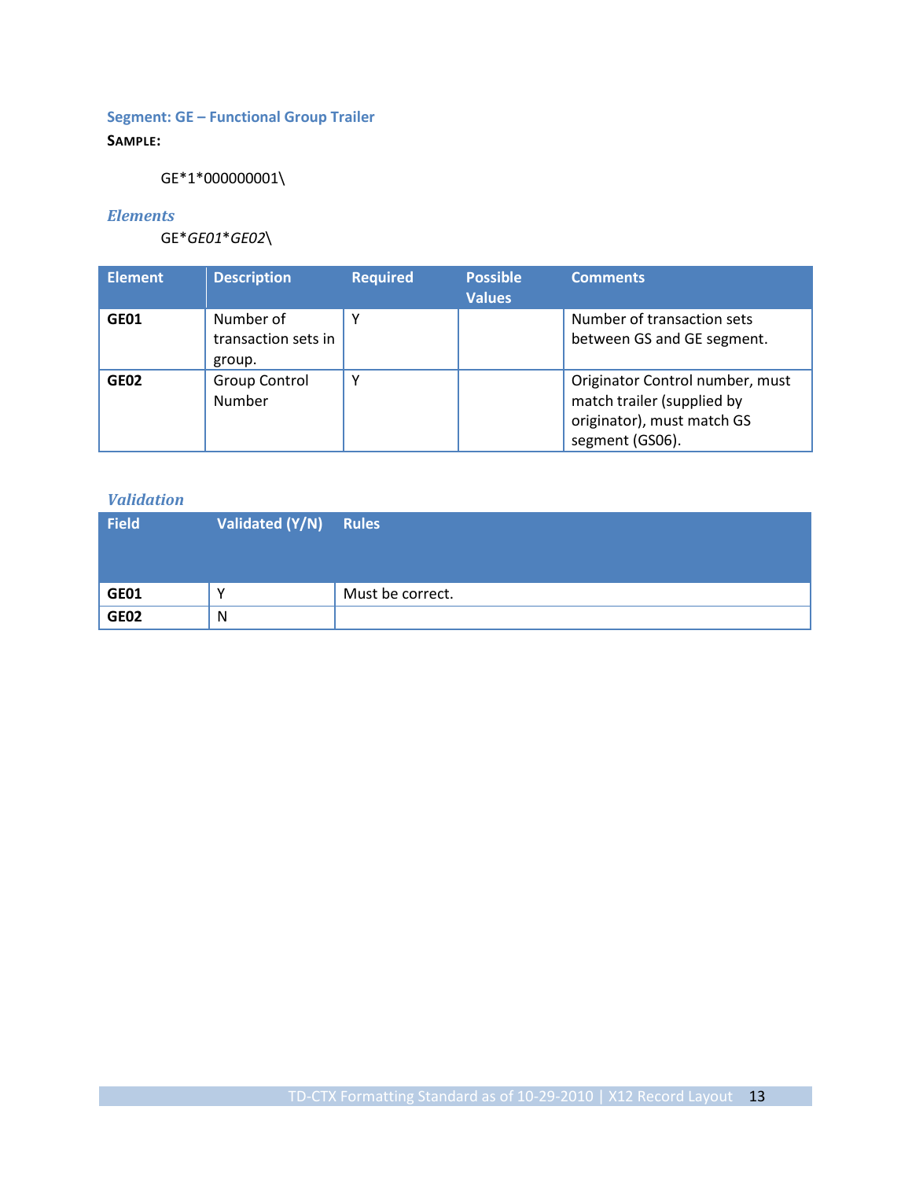### Segment: GE – Functional Group Trailer

**SAMPLE:**

GE*1*000000001\

#### *Elements*

GE**GE01***GE02*\

| Element | Description | Required | Possible Values | Comments |
|---|---|---|---|---|
| **GE01** | Number of transaction sets in group. | Y | | Number of transaction sets between GS and GE segment. |
| **GE02** | Group Control Number | Y | | Originator Control number, must match trailer (supplied by originator), must match GS segment (GS06). |

#### *Validation*

| Field | Validated (Y/N) | Rules |
|---|---|---|
| **GE01** | Y | Must be correct. |
| **GE02** | N | |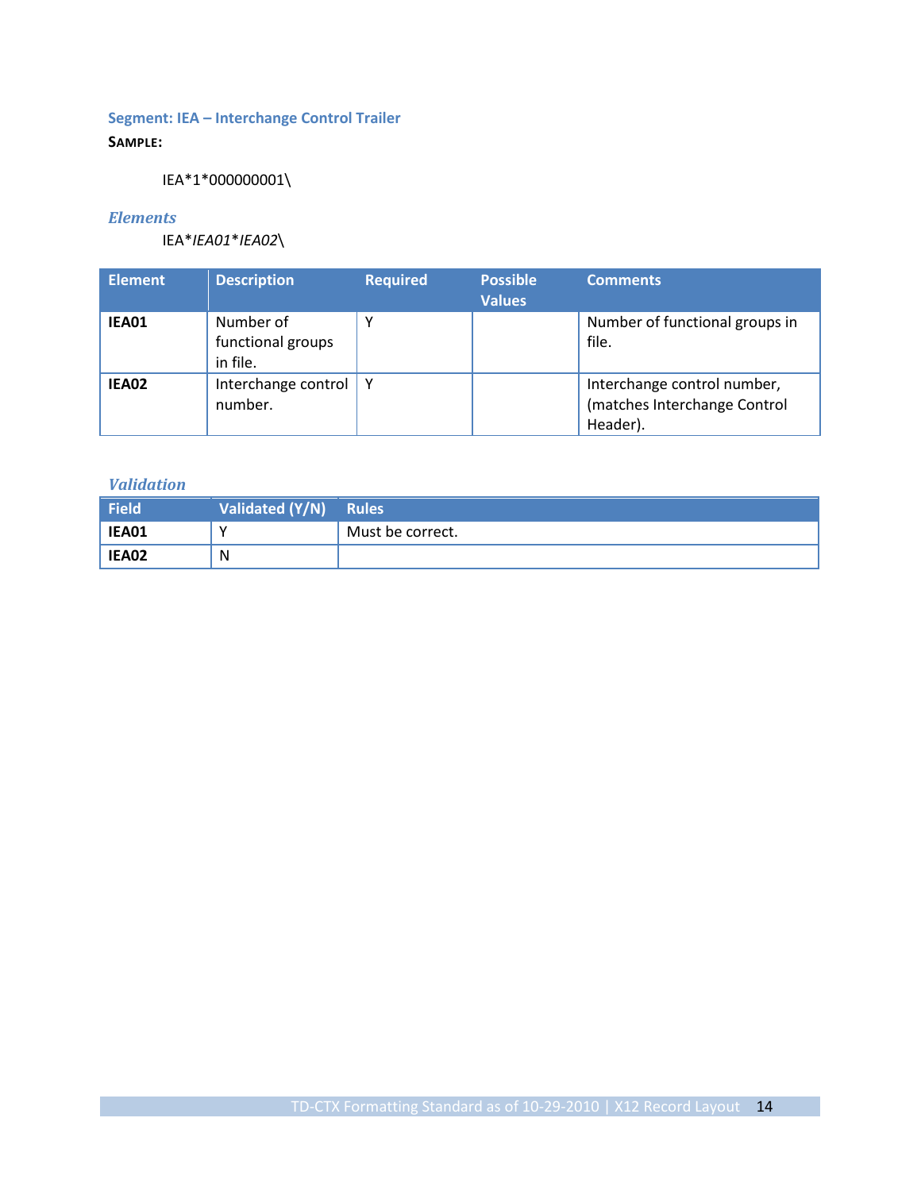### Segment: IEA – Interchange Control Trailer

**SAMPLE:**

```
IEA*1*000000001\
```

#### *Elements*

IEA**IEA01***IEA02*\

| Element | Description | Required | Possible Values | Comments |
|---|---|---|---|---|
| **IEA01** | Number of functional groups in file. | Y | | Number of functional groups in file. |
| **IEA02** | Interchange control number. | Y | | Interchange control number, (matches Interchange Control Header). |

#### *Validation*

| Field | Validated (Y/N) | Rules |
|---|---|---|
| **IEA01** | Y | Must be correct. |
| **IEA02** | N | |